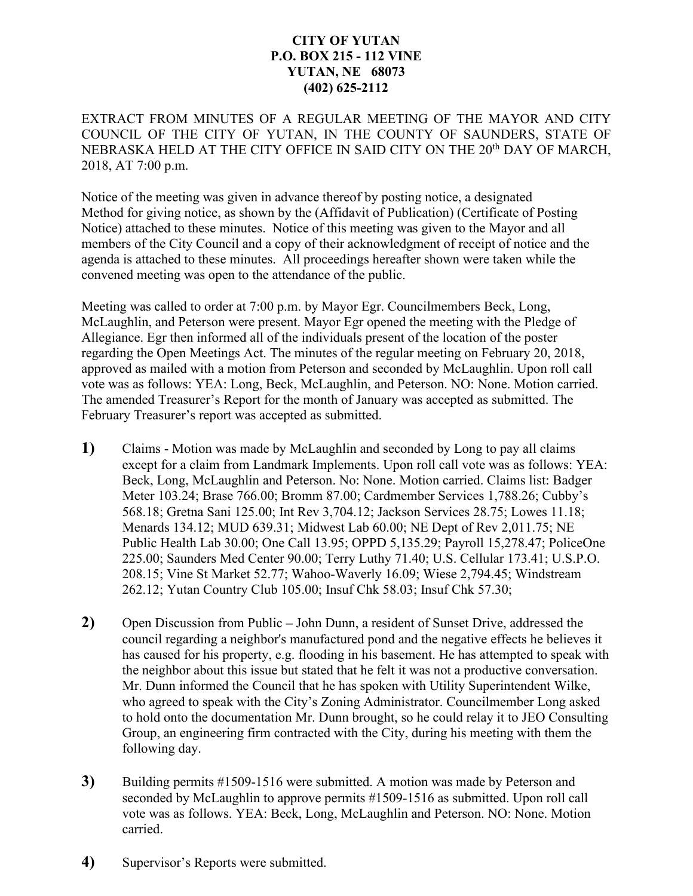**CITY OF YUTAN**
**P.O. BOX 215 - 112 VINE**
**YUTAN, NE 68073**
**(402) 625-2112**

EXTRACT FROM MINUTES OF A REGULAR MEETING OF THE MAYOR AND CITY COUNCIL OF THE CITY OF YUTAN, IN THE COUNTY OF SAUNDERS, STATE OF NEBRASKA HELD AT THE CITY OFFICE IN SAID CITY ON THE 20th DAY OF MARCH, 2018, AT 7:00 p.m.

Notice of the meeting was given in advance thereof by posting notice, a designated Method for giving notice, as shown by the (Affidavit of Publication) (Certificate of Posting Notice) attached to these minutes. Notice of this meeting was given to the Mayor and all members of the City Council and a copy of their acknowledgment of receipt of notice and the agenda is attached to these minutes. All proceedings hereafter shown were taken while the convened meeting was open to the attendance of the public.

Meeting was called to order at 7:00 p.m. by Mayor Egr. Councilmembers Beck, Long, McLaughlin, and Peterson were present. Mayor Egr opened the meeting with the Pledge of Allegiance. Egr then informed all of the individuals present of the location of the poster regarding the Open Meetings Act. The minutes of the regular meeting on February 20, 2018, approved as mailed with a motion from Peterson and seconded by McLaughlin. Upon roll call vote was as follows: YEA: Long, Beck, McLaughlin, and Peterson. NO: None. Motion carried. The amended Treasurer's Report for the month of January was accepted as submitted. The February Treasurer's report was accepted as submitted.

**1)** Claims - Motion was made by McLaughlin and seconded by Long to pay all claims except for a claim from Landmark Implements. Upon roll call vote was as follows: YEA: Beck, Long, McLaughlin and Peterson. No: None. Motion carried. Claims list: Badger Meter 103.24; Brase 766.00; Bromm 87.00; Cardmember Services 1,788.26; Cubby's 568.18; Gretna Sani 125.00; Int Rev 3,704.12; Jackson Services 28.75; Lowes 11.18; Menards 134.12; MUD 639.31; Midwest Lab 60.00; NE Dept of Rev 2,011.75; NE Public Health Lab 30.00; One Call 13.95; OPPD 5,135.29; Payroll 15,278.47; PoliceOne 225.00; Saunders Med Center 90.00; Terry Luthy 71.40; U.S. Cellular 173.41; U.S.P.O. 208.15; Vine St Market 52.77; Wahoo-Waverly 16.09; Wiese 2,794.45; Windstream 262.12; Yutan Country Club 105.00; Insuf Chk 58.03; Insuf Chk 57.30;

**2)** Open Discussion from Public – John Dunn, a resident of Sunset Drive, addressed the council regarding a neighbor's manufactured pond and the negative effects he believes it has caused for his property, e.g. flooding in his basement. He has attempted to speak with the neighbor about this issue but stated that he felt it was not a productive conversation. Mr. Dunn informed the Council that he has spoken with Utility Superintendent Wilke, who agreed to speak with the City's Zoning Administrator. Councilmember Long asked to hold onto the documentation Mr. Dunn brought, so he could relay it to JEO Consulting Group, an engineering firm contracted with the City, during his meeting with them the following day.

**3)** Building permits #1509-1516 were submitted. A motion was made by Peterson and seconded by McLaughlin to approve permits #1509-1516 as submitted. Upon roll call vote was as follows. YEA: Beck, Long, McLaughlin and Peterson. NO: None. Motion carried.

**4)** Supervisor's Reports were submitted.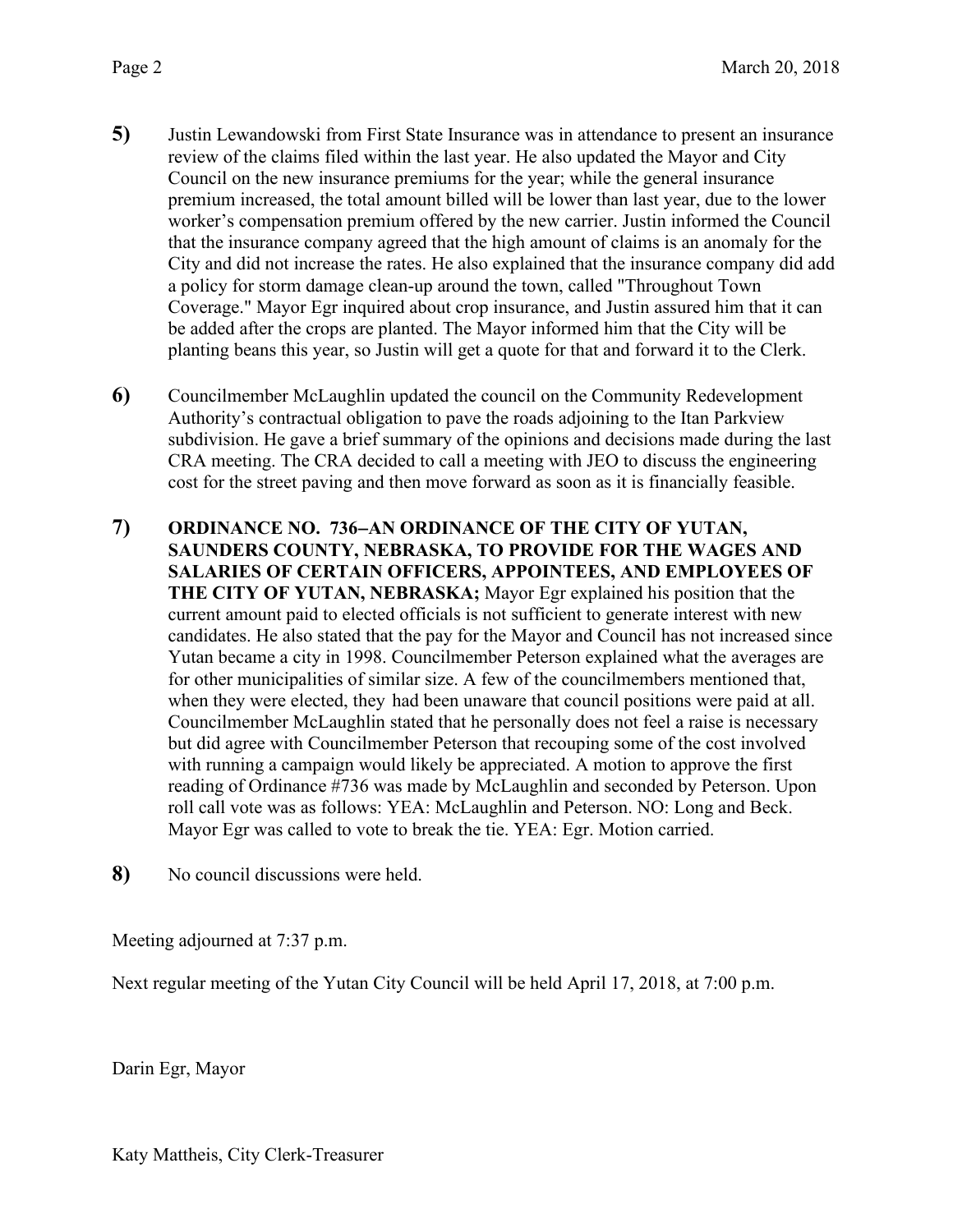**5)** Justin Lewandowski from First State Insurance was in attendance to present an insurance review of the claims filed within the last year. He also updated the Mayor and City Council on the new insurance premiums for the year; while the general insurance premium increased, the total amount billed will be lower than last year, due to the lower worker's compensation premium offered by the new carrier. Justin informed the Council that the insurance company agreed that the high amount of claims is an anomaly for the City and did not increase the rates. He also explained that the insurance company did add a policy for storm damage clean-up around the town, called "Throughout Town Coverage." Mayor Egr inquired about crop insurance, and Justin assured him that it can be added after the crops are planted. The Mayor informed him that the City will be planting beans this year, so Justin will get a quote for that and forward it to the Clerk.

**6)** Councilmember McLaughlin updated the council on the Community Redevelopment Authority's contractual obligation to pave the roads adjoining to the Itan Parkview subdivision. He gave a brief summary of the opinions and decisions made during the last CRA meeting. The CRA decided to call a meeting with JEO to discuss the engineering cost for the street paving and then move forward as soon as it is financially feasible.

**7)** **ORDINANCE NO. 736–AN ORDINANCE OF THE CITY OF YUTAN, SAUNDERS COUNTY, NEBRASKA, TO PROVIDE FOR THE WAGES AND SALARIES OF CERTAIN OFFICERS, APPOINTEES, AND EMPLOYEES OF THE CITY OF YUTAN, NEBRASKA;** Mayor Egr explained his position that the current amount paid to elected officials is not sufficient to generate interest with new candidates. He also stated that the pay for the Mayor and Council has not increased since Yutan became a city in 1998. Councilmember Peterson explained what the averages are for other municipalities of similar size. A few of the councilmembers mentioned that, when they were elected, they had been unaware that council positions were paid at all. Councilmember McLaughlin stated that he personally does not feel a raise is necessary but did agree with Councilmember Peterson that recouping some of the cost involved with running a campaign would likely be appreciated. A motion to approve the first reading of Ordinance #736 was made by McLaughlin and seconded by Peterson. Upon roll call vote was as follows: YEA: McLaughlin and Peterson. NO: Long and Beck. Mayor Egr was called to vote to break the tie. YEA: Egr. Motion carried.

**8)** No council discussions were held.

Meeting adjourned at 7:37 p.m.

Next regular meeting of the Yutan City Council will be held April 17, 2018, at 7:00 p.m.

Darin Egr, Mayor

Katy Mattheis, City Clerk-Treasurer